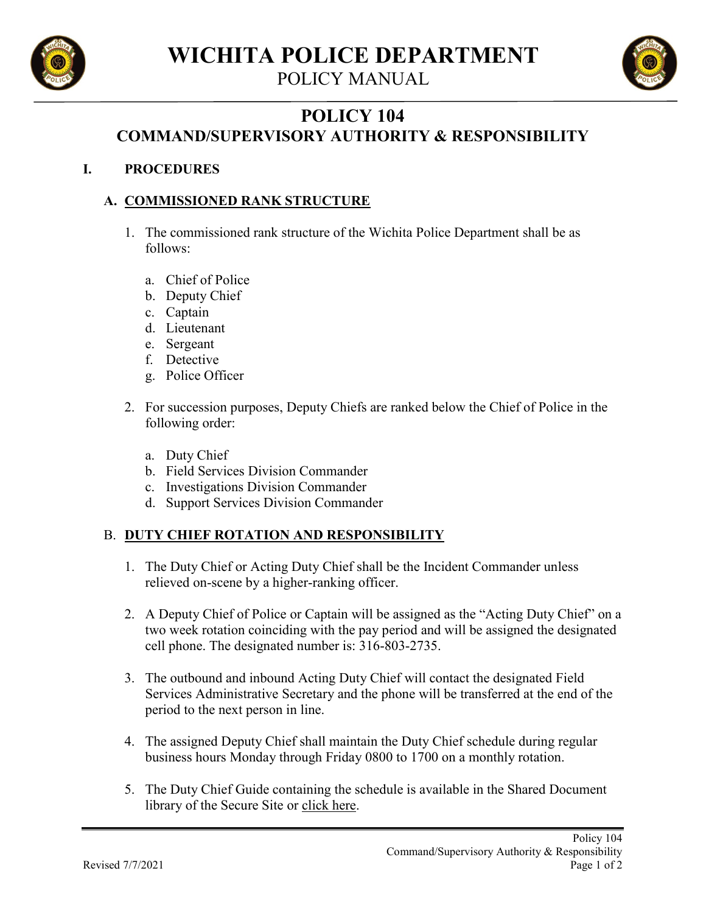# WICHITA POLICE DEPARTMENT

POLICY MANUAL

## POLICY 104
## COMMAND/SUPERVISORY AUTHORITY & RESPONSIBILITY

### I. PROCEDURES

#### A. COMMISSIONED RANK STRUCTURE

1. The commissioned rank structure of the Wichita Police Department shall be as follows:

   a. Chief of Police
   b. Deputy Chief
   c. Captain
   d. Lieutenant
   e. Sergeant
   f. Detective
   g. Police Officer

2. For succession purposes, Deputy Chiefs are ranked below the Chief of Police in the following order:

   a. Duty Chief
   b. Field Services Division Commander
   c. Investigations Division Commander
   d. Support Services Division Commander

#### B. DUTY CHIEF ROTATION AND RESPONSIBILITY

1. The Duty Chief or Acting Duty Chief shall be the Incident Commander unless relieved on-scene by a higher-ranking officer.

2. A Deputy Chief of Police or Captain will be assigned as the "Acting Duty Chief" on a two week rotation coinciding with the pay period and will be assigned the designated cell phone. The designated number is: 316-803-2735.

3. The outbound and inbound Acting Duty Chief will contact the designated Field Services Administrative Secretary and the phone will be transferred at the end of the period to the next person in line.

4. The assigned Deputy Chief shall maintain the Duty Chief schedule during regular business hours Monday through Friday 0800 to 1700 on a monthly rotation.

5. The Duty Chief Guide containing the schedule is available in the Shared Document library of the Secure Site or click here.

Revised 7/7/2021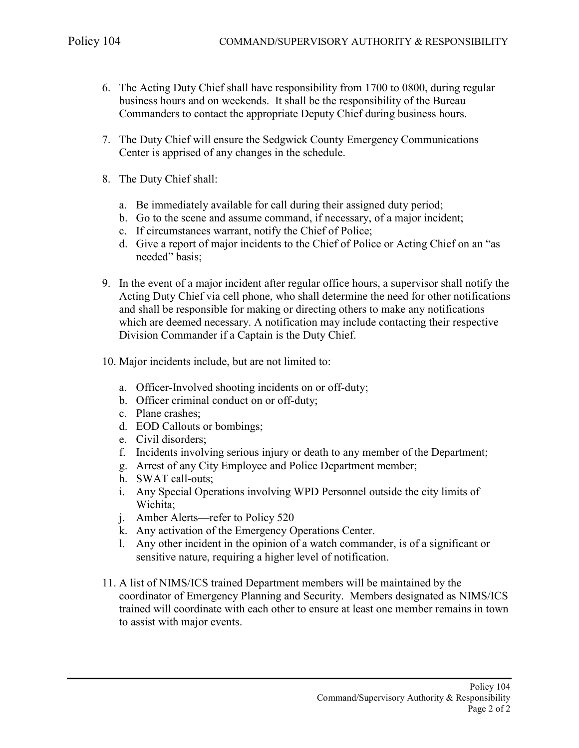6. The Acting Duty Chief shall have responsibility from 1700 to 0800, during regular business hours and on weekends. It shall be the responsibility of the Bureau Commanders to contact the appropriate Deputy Chief during business hours.

7. The Duty Chief will ensure the Sedgwick County Emergency Communications Center is apprised of any changes in the schedule.

8. The Duty Chief shall:

   a. Be immediately available for call during their assigned duty period;
   b. Go to the scene and assume command, if necessary, of a major incident;
   c. If circumstances warrant, notify the Chief of Police;
   d. Give a report of major incidents to the Chief of Police or Acting Chief on an "as needed" basis;

9. In the event of a major incident after regular office hours, a supervisor shall notify the Acting Duty Chief via cell phone, who shall determine the need for other notifications and shall be responsible for making or directing others to make any notifications which are deemed necessary. A notification may include contacting their respective Division Commander if a Captain is the Duty Chief.

10. Major incidents include, but are not limited to:

    a. Officer-Involved shooting incidents on or off-duty;
    b. Officer criminal conduct on or off-duty;
    c. Plane crashes;
    d. EOD Callouts or bombings;
    e. Civil disorders;
    f. Incidents involving serious injury or death to any member of the Department;
    g. Arrest of any City Employee and Police Department member;
    h. SWAT call-outs;
    i. Any Special Operations involving WPD Personnel outside the city limits of Wichita;
    j. Amber Alerts—refer to Policy 520
    k. Any activation of the Emergency Operations Center.
    l. Any other incident in the opinion of a watch commander, is of a significant or sensitive nature, requiring a higher level of notification.

11. A list of NIMS/ICS trained Department members will be maintained by the coordinator of Emergency Planning and Security. Members designated as NIMS/ICS trained will coordinate with each other to ensure at least one member remains in town to assist with major events.